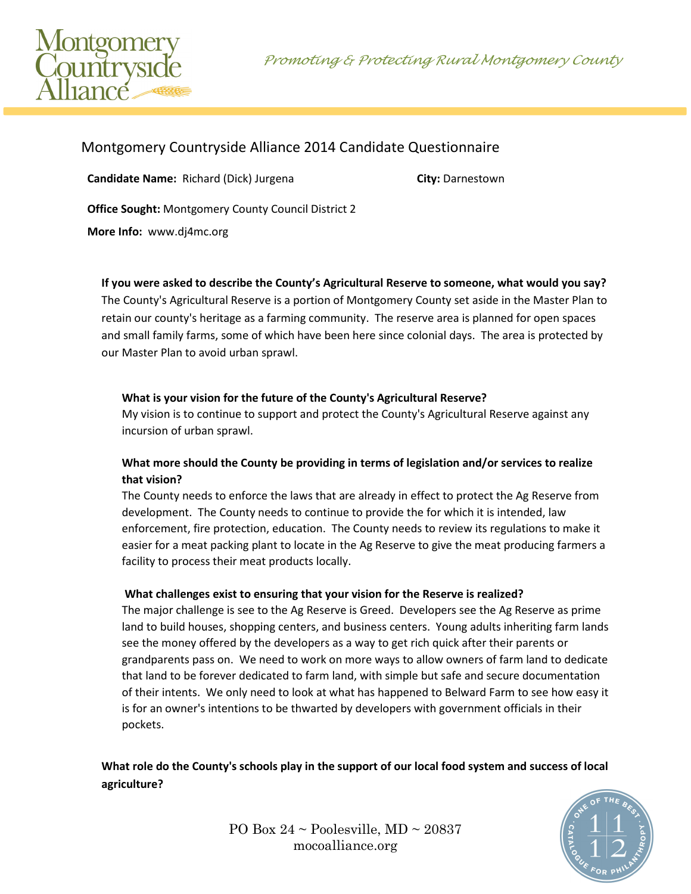# Montgomery Countryside Alliance 2014 Candidate Questionnaire

**Candidate Name:** Richard (Dick) Jurgena

**City:** Darnestown

**Office Sought:** Montgomery County Council District 2

**More Info:** www.dj4mc.org

**If you were asked to describe the County's Agricultural Reserve to someone, what would you say?**

The County's Agricultural Reserve is a portion of Montgomery County set aside in the Master Plan to retain our county's heritage as a farming community. The reserve area is planned for open spaces and small family farms, some of which have been here since colonial days. The area is protected by our Master Plan to avoid urban sprawl.

**What is your vision for the future of the County's Agricultural Reserve?**

My vision is to continue to support and protect the County's Agricultural Reserve against any incursion of urban sprawl.

**What more should the County be providing in terms of legislation and/or services to realize that vision?**

The County needs to enforce the laws that are already in effect to protect the Ag Reserve from development. The County needs to continue to provide the for which it is intended, law enforcement, fire protection, education. The County needs to review its regulations to make it easier for a meat packing plant to locate in the Ag Reserve to give the meat producing farmers a facility to process their meat products locally.

**What challenges exist to ensuring that your vision for the Reserve is realized?**

The major challenge is see to the Ag Reserve is Greed. Developers see the Ag Reserve as prime land to build houses, shopping centers, and business centers. Young adults inheriting farm lands see the money offered by the developers as a way to get rich quick after their parents or grandparents pass on. We need to work on more ways to allow owners of farm land to dedicate that land to be forever dedicated to farm land, with simple but safe and secure documentation of their intents. We only need to look at what has happened to Belward Farm to see how easy it is for an owner's intentions to be thwarted by developers with government officials in their pockets.

**What role do the County's schools play in the support of our local food system and success of local agriculture?**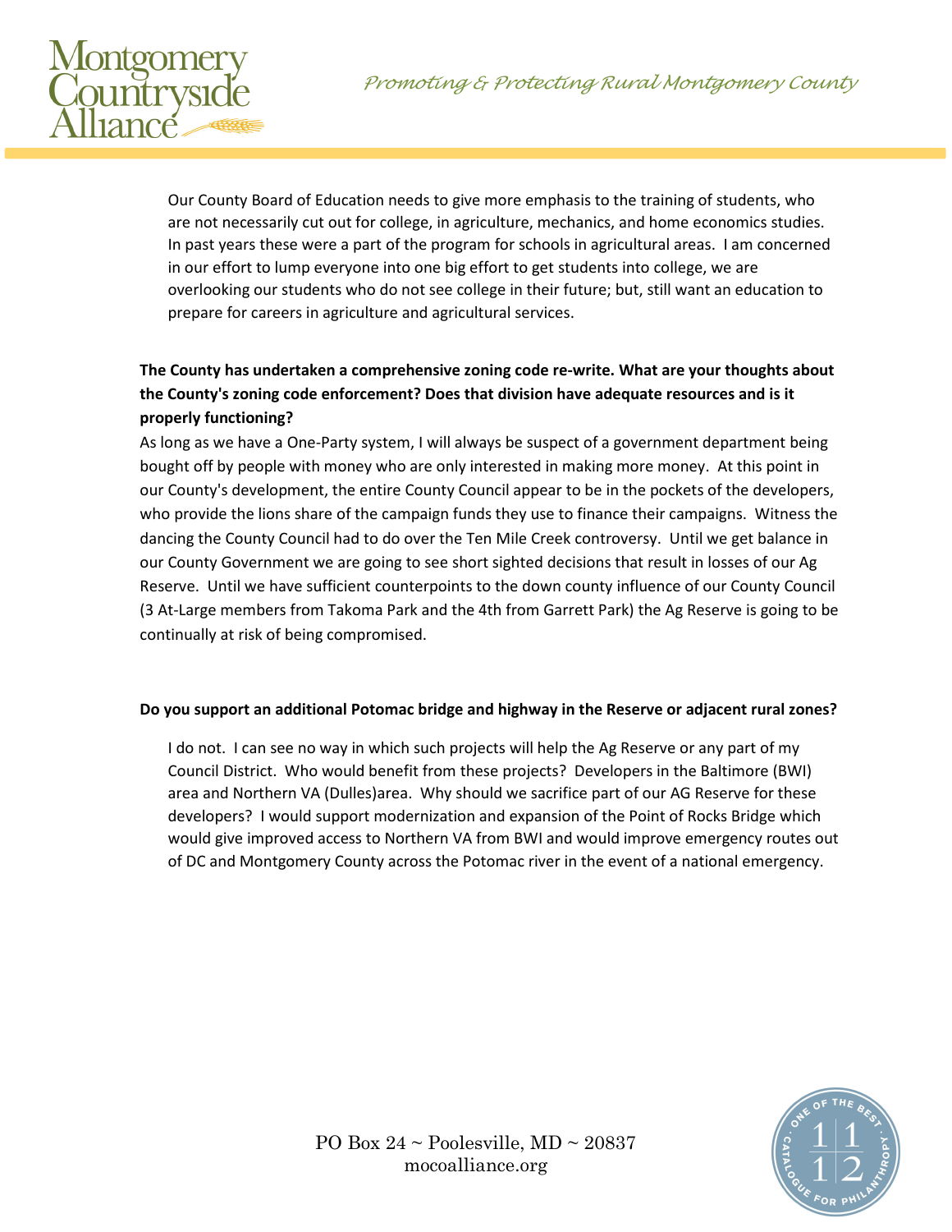Our County Board of Education needs to give more emphasis to the training of students, who are not necessarily cut out for college, in agriculture, mechanics, and home economics studies. In past years these were a part of the program for schools in agricultural areas. I am concerned in our effort to lump everyone into one big effort to get students into college, we are overlooking our students who do not see college in their future; but, still want an education to prepare for careers in agriculture and agricultural services.

**The County has undertaken a comprehensive zoning code re-write. What are your thoughts about the County's zoning code enforcement? Does that division have adequate resources and is it properly functioning?**

As long as we have a One-Party system, I will always be suspect of a government department being bought off by people with money who are only interested in making more money. At this point in our County's development, the entire County Council appear to be in the pockets of the developers, who provide the lions share of the campaign funds they use to finance their campaigns. Witness the dancing the County Council had to do over the Ten Mile Creek controversy. Until we get balance in our County Government we are going to see short sighted decisions that result in losses of our Ag Reserve. Until we have sufficient counterpoints to the down county influence of our County Council (3 At-Large members from Takoma Park and the 4th from Garrett Park) the Ag Reserve is going to be continually at risk of being compromised.

**Do you support an additional Potomac bridge and highway in the Reserve or adjacent rural zones?**

I do not. I can see no way in which such projects will help the Ag Reserve or any part of my Council District. Who would benefit from these projects? Developers in the Baltimore (BWI) area and Northern VA (Dulles)area. Why should we sacrifice part of our AG Reserve for these developers? I would support modernization and expansion of the Point of Rocks Bridge which would give improved access to Northern VA from BWI and would improve emergency routes out of DC and Montgomery County across the Potomac river in the event of a national emergency.